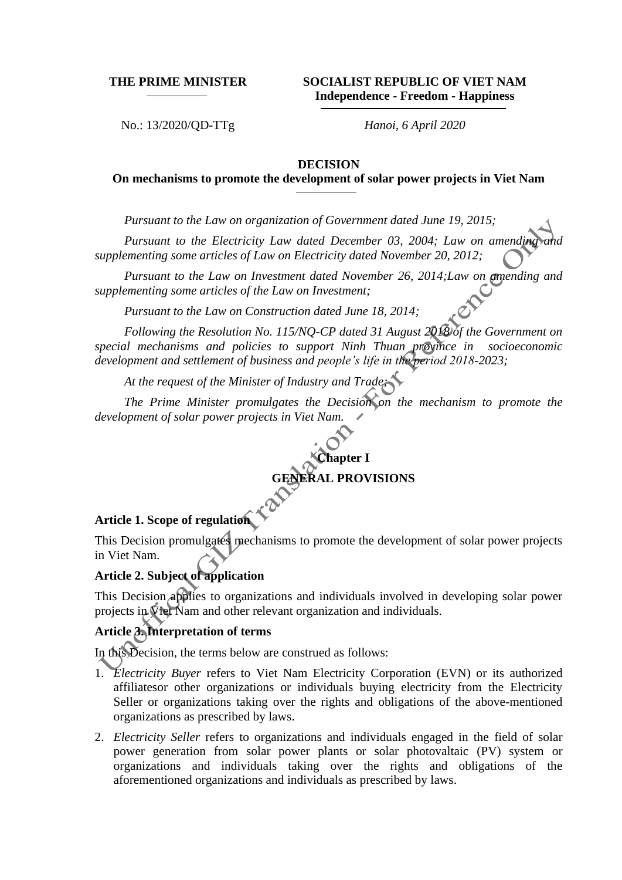**THE PRIME MINISTER**

**SOCIALIST REPUBLIC OF VIET NAM**
**Independence - Freedom - Happiness**

No.: 13/2020/QD-TTg

*Hanoi, 6 April 2020*

# DECISION

## On mechanisms to promote the development of solar power projects in Viet Nam

*Pursuant to the Law on organization of Government dated June 19, 2015;*

*Pursuant to the Electricity Law dated December 03, 2004; Law on amending and supplementing some articles of Law on Electricity dated November 20, 2012;*

*Pursuant to the Law on Investment dated November 26, 2014;Law on amending and supplementing some articles of the Law on Investment;*

*Pursuant to the Law on Construction dated June 18, 2014;*

*Following the Resolution No. 115/NQ-CP dated 31 August 2018 of the Government on special mechanisms and policies to support Ninh Thuan province in socioeconomic development and settlement of business and people's life in the period 2018-2023;*

*At the request of the Minister of Industry and Trade;*

*The Prime Minister promulgates the Decision on the mechanism to promote the development of solar power projects in Viet Nam.*

## Chapter I
## GENERAL PROVISIONS

### Article 1. Scope of regulation

This Decision promulgates mechanisms to promote the development of solar power projects in Viet Nam.

### Article 2. Subject of application

This Decision applies to organizations and individuals involved in developing solar power projects in Viet Nam and other relevant organization and individuals.

### Article 3. Interpretation of terms

In this Decision, the terms below are construed as follows:

1. *Electricity Buyer* refers to Viet Nam Electricity Corporation (EVN) or its authorized affiliatesor other organizations or individuals buying electricity from the Electricity Seller or organizations taking over the rights and obligations of the above-mentioned organizations as prescribed by laws.
2. *Electricity Seller* refers to organizations and individuals engaged in the field of solar power generation from solar power plants or solar photovaltaic (PV) system or organizations and individuals taking over the rights and obligations of the aforementioned organizations and individuals as prescribed by laws.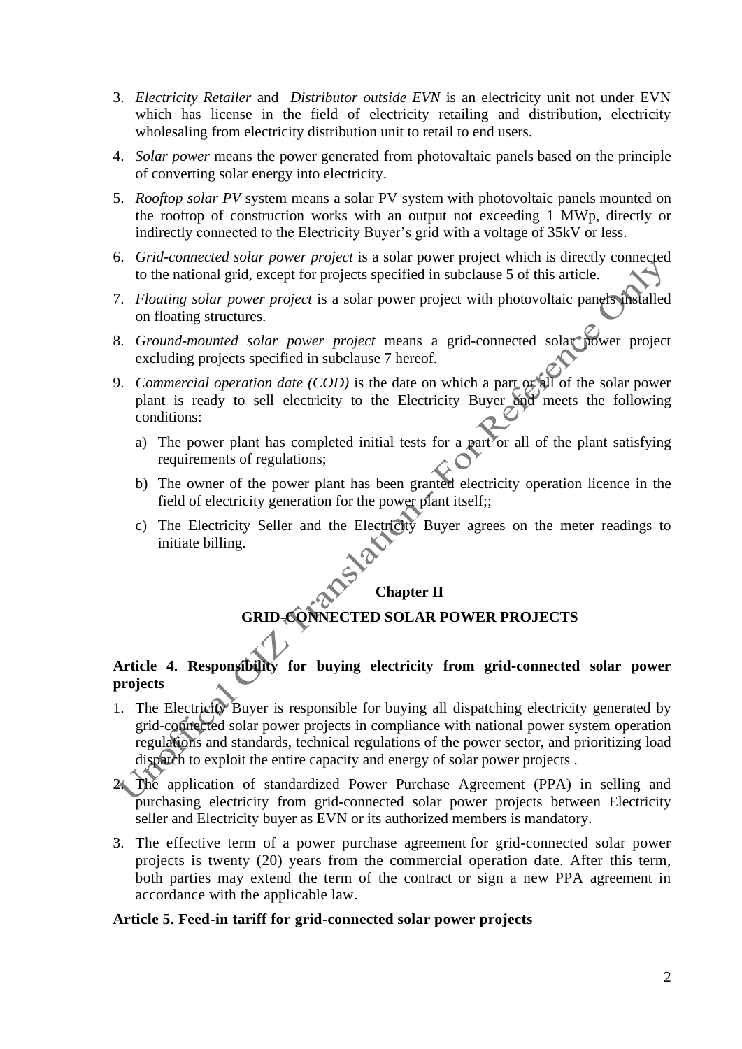3. *Electricity Retailer* and *Distributor outside EVN* is an electricity unit not under EVN which has license in the field of electricity retailing and distribution, electricity wholesaling from electricity distribution unit to retail to end users.

4. *Solar power* means the power generated from photovaltaic panels based on the principle of converting solar energy into electricity.

5. *Rooftop solar PV* system means a solar PV system with photovoltaic panels mounted on the rooftop of construction works with an output not exceeding 1 MWp, directly or indirectly connected to the Electricity Buyer's grid with a voltage of 35kV or less.

6. *Grid-connected solar power project* is a solar power project which is directly connected to the national grid, except for projects specified in subclause 5 of this article.

7. *Floating solar power project* is a solar power project with photovoltaic panels installed on floating structures.

8. *Ground-mounted solar power project* means a grid-connected solar power project excluding projects specified in subclause 7 hereof.

9. *Commercial operation date (COD)* is the date on which a part or all of the solar power plant is ready to sell electricity to the Electricity Buyer and meets the following conditions:

   a) The power plant has completed initial tests for a part or all of the plant satisfying requirements of regulations;

   b) The owner of the power plant has been granted electricity operation licence in the field of electricity generation for the power plant itself;;

   c) The Electricity Seller and the Electricity Buyer agrees on the meter readings to initiate billing.

## Chapter II

## GRID-CONNECTED SOLAR POWER PROJECTS

### Article 4. Responsibility for buying electricity from grid-connected solar power projects

1. The Electricity Buyer is responsible for buying all dispatching electricity generated by grid-connected solar power projects in compliance with national power system operation regulations and standards, technical regulations of the power sector, and prioritizing load dispatch to exploit the entire capacity and energy of solar power projects .

2. The application of standardized Power Purchase Agreement (PPA) in selling and purchasing electricity from grid-connected solar power projects between Electricity seller and Electricity buyer as EVN or its authorized members is mandatory.

3. The effective term of a power purchase agreement for grid-connected solar power projects is twenty (20) years from the commercial operation date. After this term, both parties may extend the term of the contract or sign a new PPA agreement in accordance with the applicable law.

### Article 5. Feed-in tariff for grid-connected solar power projects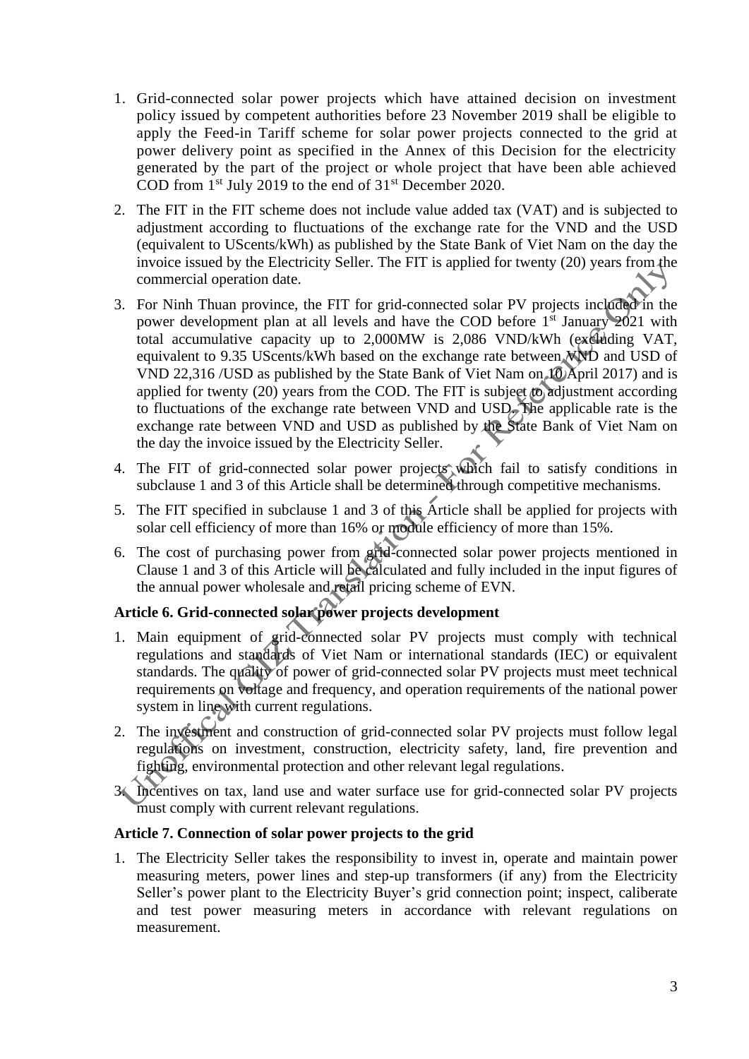1. Grid-connected solar power projects which have attained decision on investment policy issued by competent authorities before 23 November 2019 shall be eligible to apply the Feed-in Tariff scheme for solar power projects connected to the grid at power delivery point as specified in the Annex of this Decision for the electricity generated by the part of the project or whole project that have been able achieved COD from 1st July 2019 to the end of 31st December 2020.

2. The FIT in the FIT scheme does not include value added tax (VAT) and is subjected to adjustment according to fluctuations of the exchange rate for the VND and the USD (equivalent to UScents/kWh) as published by the State Bank of Viet Nam on the day the invoice issued by the Electricity Seller. The FIT is applied for twenty (20) years from the commercial operation date.

3. For Ninh Thuan province, the FIT for grid-connected solar PV projects included in the power development plan at all levels and have the COD before 1st January 2021 with total accumulative capacity up to 2,000MW is 2,086 VND/kWh (excluding VAT, equivalent to 9.35 UScents/kWh based on the exchange rate between VND and USD of VND 22,316 /USD as published by the State Bank of Viet Nam on 10 April 2017) and is applied for twenty (20) years from the COD. The FIT is subject to adjustment according to fluctuations of the exchange rate between VND and USD. The applicable rate is the exchange rate between VND and USD as published by the State Bank of Viet Nam on the day the invoice issued by the Electricity Seller.

4. The FIT of grid-connected solar power projects which fail to satisfy conditions in subclause 1 and 3 of this Article shall be determined through competitive mechanisms.

5. The FIT specified in subclause 1 and 3 of this Article shall be applied for projects with solar cell efficiency of more than 16% or module efficiency of more than 15%.

6. The cost of purchasing power from grid-connected solar power projects mentioned in Clause 1 and 3 of this Article will be calculated and fully included in the input figures of the annual power wholesale and retail pricing scheme of EVN.

**Article 6. Grid-connected solar power projects development**

1. Main equipment of grid-connected solar PV projects must comply with technical regulations and standards of Viet Nam or international standards (IEC) or equivalent standards. The quality of power of grid-connected solar PV projects must meet technical requirements on voltage and frequency, and operation requirements of the national power system in line with current regulations.

2. The investment and construction of grid-connected solar PV projects must follow legal regulations on investment, construction, electricity safety, land, fire prevention and fighting, environmental protection and other relevant legal regulations.

3. Incentives on tax, land use and water surface use for grid-connected solar PV projects must comply with current relevant regulations.

**Article 7. Connection of solar power projects to the grid**

1. The Electricity Seller takes the responsibility to invest in, operate and maintain power measuring meters, power lines and step-up transformers (if any) from the Electricity Seller's power plant to the Electricity Buyer's grid connection point; inspect, caliberate and test power measuring meters in accordance with relevant regulations on measurement.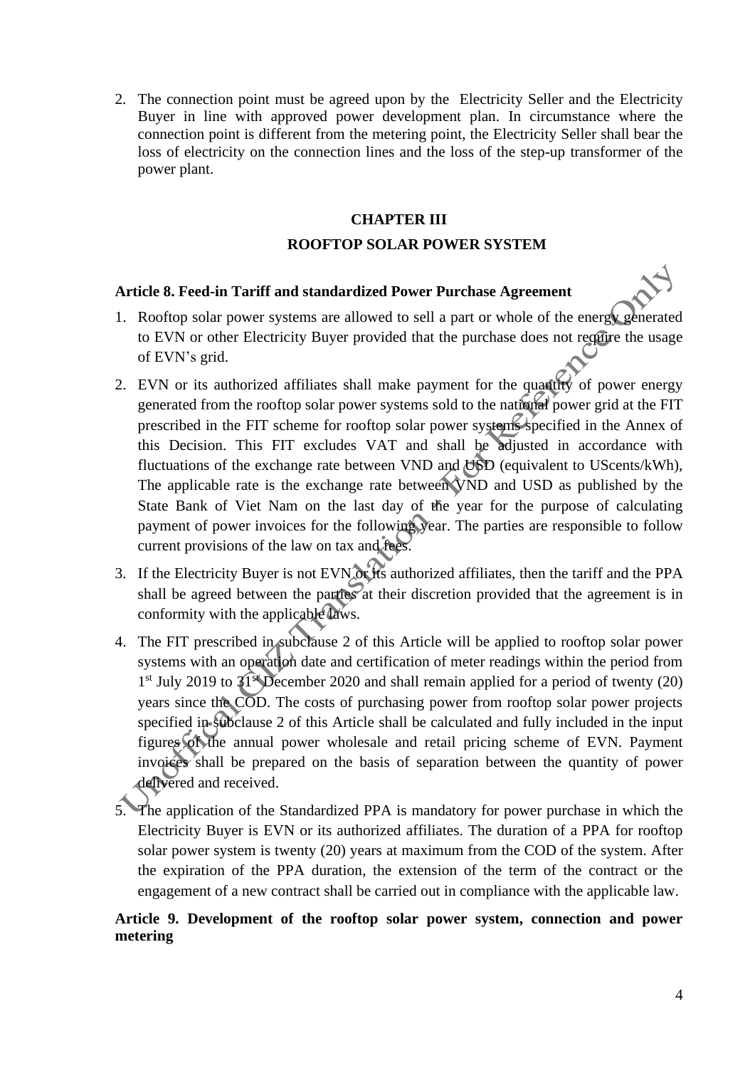2. The connection point must be agreed upon by the Electricity Seller and the Electricity Buyer in line with approved power development plan. In circumstance where the connection point is different from the metering point, the Electricity Seller shall bear the loss of electricity on the connection lines and the loss of the step-up transformer of the power plant.

## CHAPTER III

## ROOFTOP SOLAR POWER SYSTEM

### Article 8. Feed-in Tariff and standardized Power Purchase Agreement

1. Rooftop solar power systems are allowed to sell a part or whole of the energy generated to EVN or other Electricity Buyer provided that the purchase does not require the usage of EVN's grid.
2. EVN or its authorized affiliates shall make payment for the quantity of power energy generated from the rooftop solar power systems sold to the national power grid at the FIT prescribed in the FIT scheme for rooftop solar power systems specified in the Annex of this Decision. This FIT excludes VAT and shall be adjusted in accordance with fluctuations of the exchange rate between VND and USD (equivalent to UScents/kWh), The applicable rate is the exchange rate between VND and USD as published by the State Bank of Viet Nam on the last day of the year for the purpose of calculating payment of power invoices for the following year. The parties are responsible to follow current provisions of the law on tax and fees.
3. If the Electricity Buyer is not EVN or its authorized affiliates, then the tariff and the PPA shall be agreed between the parties at their discretion provided that the agreement is in conformity with the applicable laws.
4. The FIT prescribed in subclause 2 of this Article will be applied to rooftop solar power systems with an operation date and certification of meter readings within the period from 1st July 2019 to 31st December 2020 and shall remain applied for a period of twenty (20) years since the COD. The costs of purchasing power from rooftop solar power projects specified in subclause 2 of this Article shall be calculated and fully included in the input figures of the annual power wholesale and retail pricing scheme of EVN. Payment invoices shall be prepared on the basis of separation between the quantity of power delivered and received.
5. The application of the Standardized PPA is mandatory for power purchase in which the Electricity Buyer is EVN or its authorized affiliates. The duration of a PPA for rooftop solar power system is twenty (20) years at maximum from the COD of the system. After the expiration of the PPA duration, the extension of the term of the contract or the engagement of a new contract shall be carried out in compliance with the applicable law.

### Article 9. Development of the rooftop solar power system, connection and power metering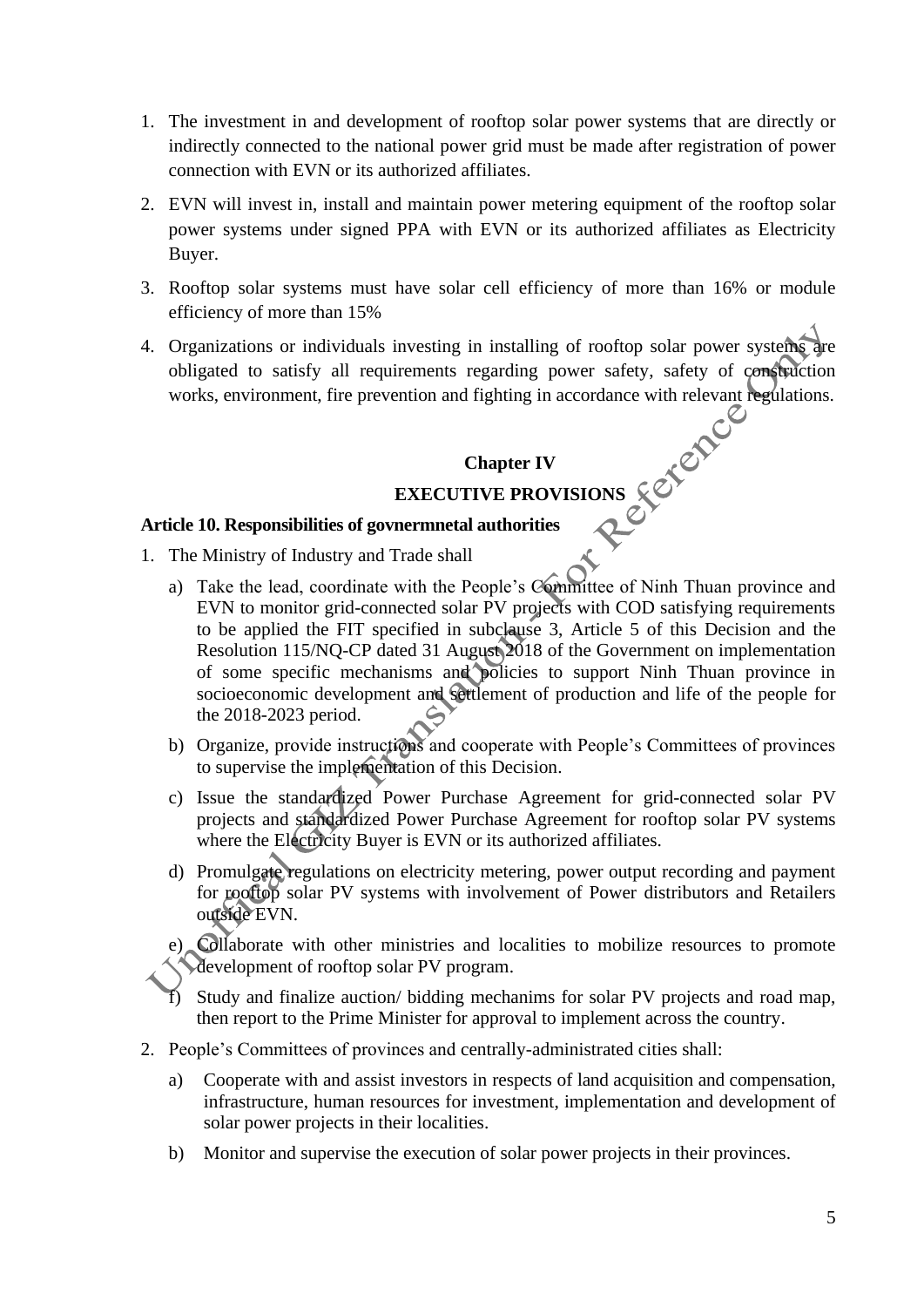1. The investment in and development of rooftop solar power systems that are directly or indirectly connected to the national power grid must be made after registration of power connection with EVN or its authorized affiliates.

2. EVN will invest in, install and maintain power metering equipment of the rooftop solar power systems under signed PPA with EVN or its authorized affiliates as Electricity Buyer.

3. Rooftop solar systems must have solar cell efficiency of more than 16% or module efficiency of more than 15%

4. Organizations or individuals investing in installing of rooftop solar power systems are obligated to satisfy all requirements regarding power safety, safety of construction works, environment, fire prevention and fighting in accordance with relevant regulations.

## Chapter IV

## EXECUTIVE PROVISIONS

**Article 10. Responsibilities of govnermnetal authorities**

1. The Ministry of Industry and Trade shall

   a) Take the lead, coordinate with the People's Committee of Ninh Thuan province and EVN to monitor grid-connected solar PV projects with COD satisfying requirements to be applied the FIT specified in subclause 3, Article 5 of this Decision and the Resolution 115/NQ-CP dated 31 August 2018 of the Government on implementation of some specific mechanisms and policies to support Ninh Thuan province in socioeconomic development and settlement of production and life of the people for the 2018-2023 period.

   b) Organize, provide instructions and cooperate with People's Committees of provinces to supervise the implementation of this Decision.

   c) Issue the standardized Power Purchase Agreement for grid-connected solar PV projects and standardized Power Purchase Agreement for rooftop solar PV systems where the Electricity Buyer is EVN or its authorized affiliates.

   d) Promulgate regulations on electricity metering, power output recording and payment for rooftop solar PV systems with involvement of Power distributors and Retailers outside EVN.

   e) Collaborate with other ministries and localities to mobilize resources to promote development of rooftop solar PV program.

   f) Study and finalize auction/ bidding mechanims for solar PV projects and road map, then report to the Prime Minister for approval to implement across the country.

2. People's Committees of provinces and centrally-administrated cities shall:

   a) Cooperate with and assist investors in respects of land acquisition and compensation, infrastructure, human resources for investment, implementation and development of solar power projects in their localities.

   b) Monitor and supervise the execution of solar power projects in their provinces.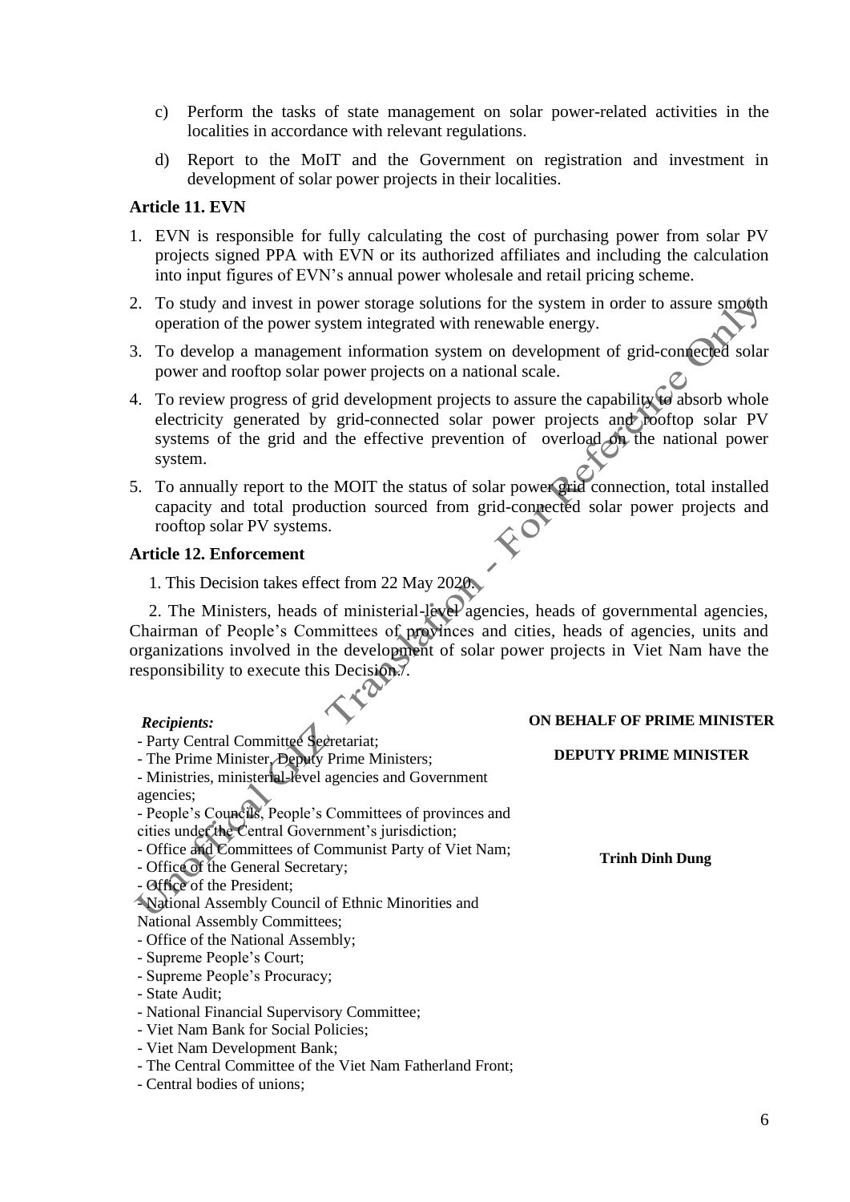c) Perform the tasks of state management on solar power-related activities in the localities in accordance with relevant regulations.

d) Report to the MoIT and the Government on registration and investment in development of solar power projects in their localities.

**Article 11. EVN**

1. EVN is responsible for fully calculating the cost of purchasing power from solar PV projects signed PPA with EVN or its authorized affiliates and including the calculation into input figures of EVN's annual power wholesale and retail pricing scheme.
2. To study and invest in power storage solutions for the system in order to assure smooth operation of the power system integrated with renewable energy.
3. To develop a management information system on development of grid-connected solar power and rooftop solar power projects on a national scale.
4. To review progress of grid development projects to assure the capability to absorb whole electricity generated by grid-connected solar power projects and rooftop solar PV systems of the grid and the effective prevention of overload on the national power system.
5. To annually report to the MOIT the status of solar power grid connection, total installed capacity and total production sourced from grid-connected solar power projects and rooftop solar PV systems.

**Article 12. Enforcement**

1. This Decision takes effect from 22 May 2020.

2. The Ministers, heads of ministerial-level agencies, heads of governmental agencies, Chairman of People's Committees of provinces and cities, heads of agencies, units and organizations involved in the development of solar power projects in Viet Nam have the responsibility to execute this Decision./.

***Recipients:***
- Party Central Committee Secretariat;
- The Prime Minister, Deputy Prime Ministers;
- Ministries, ministerial-level agencies and Government agencies;
- People's Councils, People's Committees of provinces and cities under the Central Government's jurisdiction;
- Office and Committees of Communist Party of Viet Nam;
- Office of the General Secretary;
- Office of the President;
- National Assembly Council of Ethnic Minorities and National Assembly Committees;
- Office of the National Assembly;
- Supreme People's Court;
- Supreme People's Procuracy;
- State Audit;
- National Financial Supervisory Committee;
- Viet Nam Bank for Social Policies;
- Viet Nam Development Bank;
- The Central Committee of the Viet Nam Fatherland Front;
- Central bodies of unions;

**ON BEHALF OF PRIME MINISTER**

**DEPUTY PRIME MINISTER**

**Trinh Dinh Dung**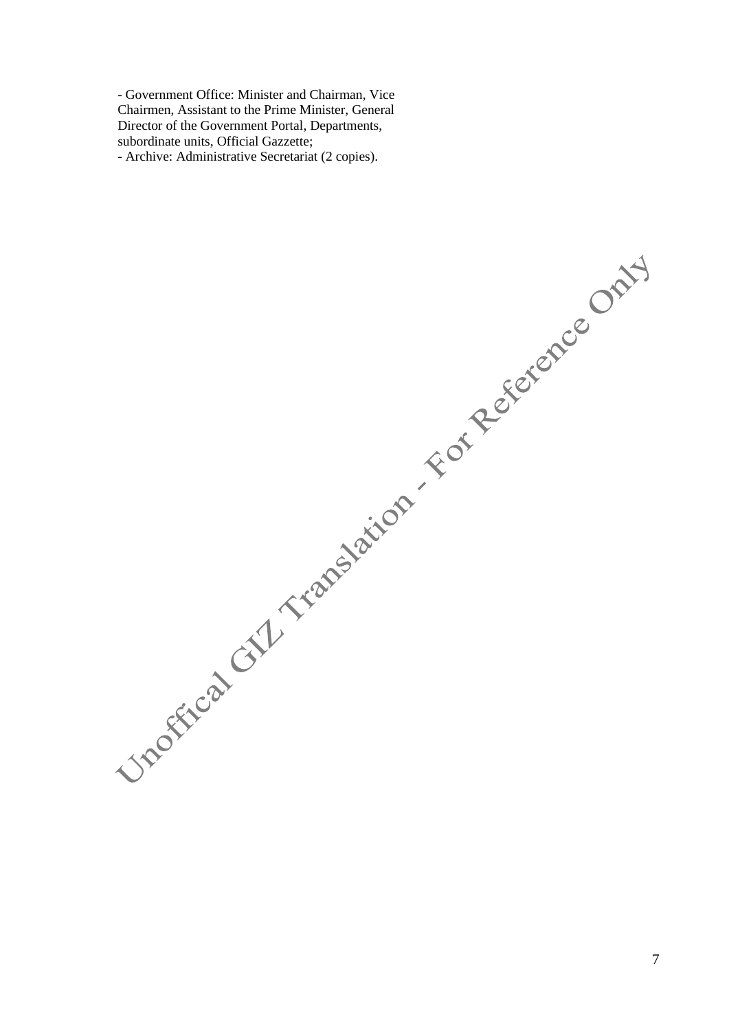- Government Office: Minister and Chairman, Vice Chairmen, Assistant to the Prime Minister, General Director of the Government Portal, Departments, subordinate units, Official Gazzette;
- Archive: Administrative Secretariat (2 copies).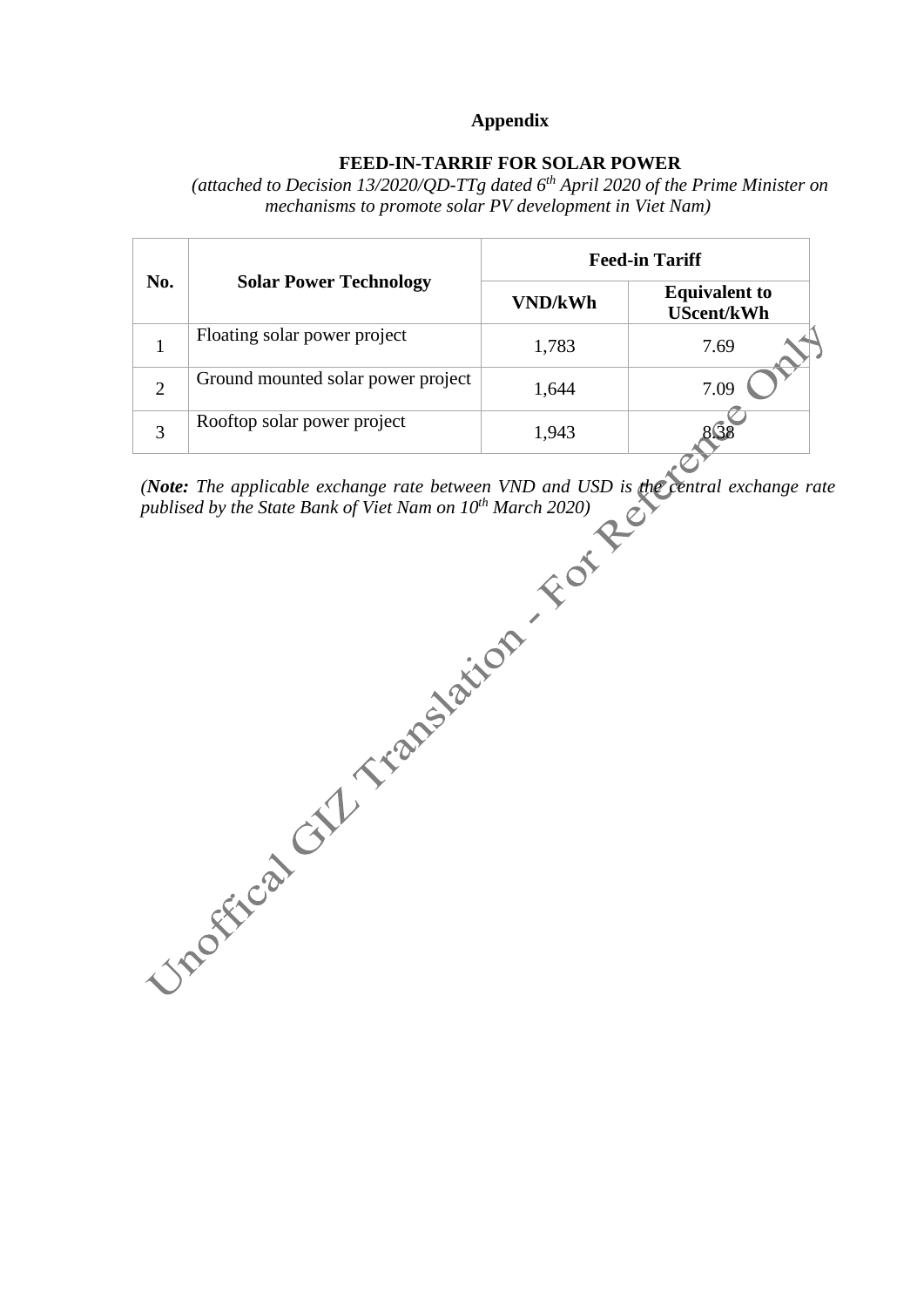# Appendix

## FEED-IN-TARRIF FOR SOLAR POWER

*(attached to Decision 13/2020/QD-TTg dated 6th April 2020 of the Prime Minister on mechanisms to promote solar PV development in Viet Nam)*

| No. | Solar Power Technology | Feed-in Tariff | |
|---|---|---|---|
| | | **VND/kWh** | **Equivalent to UScent/kWh** |
| 1 | Floating solar power project | 1,783 | 7.69 |
| 2 | Ground mounted solar power project | 1,644 | 7.09 |
| 3 | Rooftop solar power project | 1,943 | 8.38 |

*(**Note:** The applicable exchange rate between VND and USD is the central exchange rate publised by the State Bank of Viet Nam on 10th March 2020)*